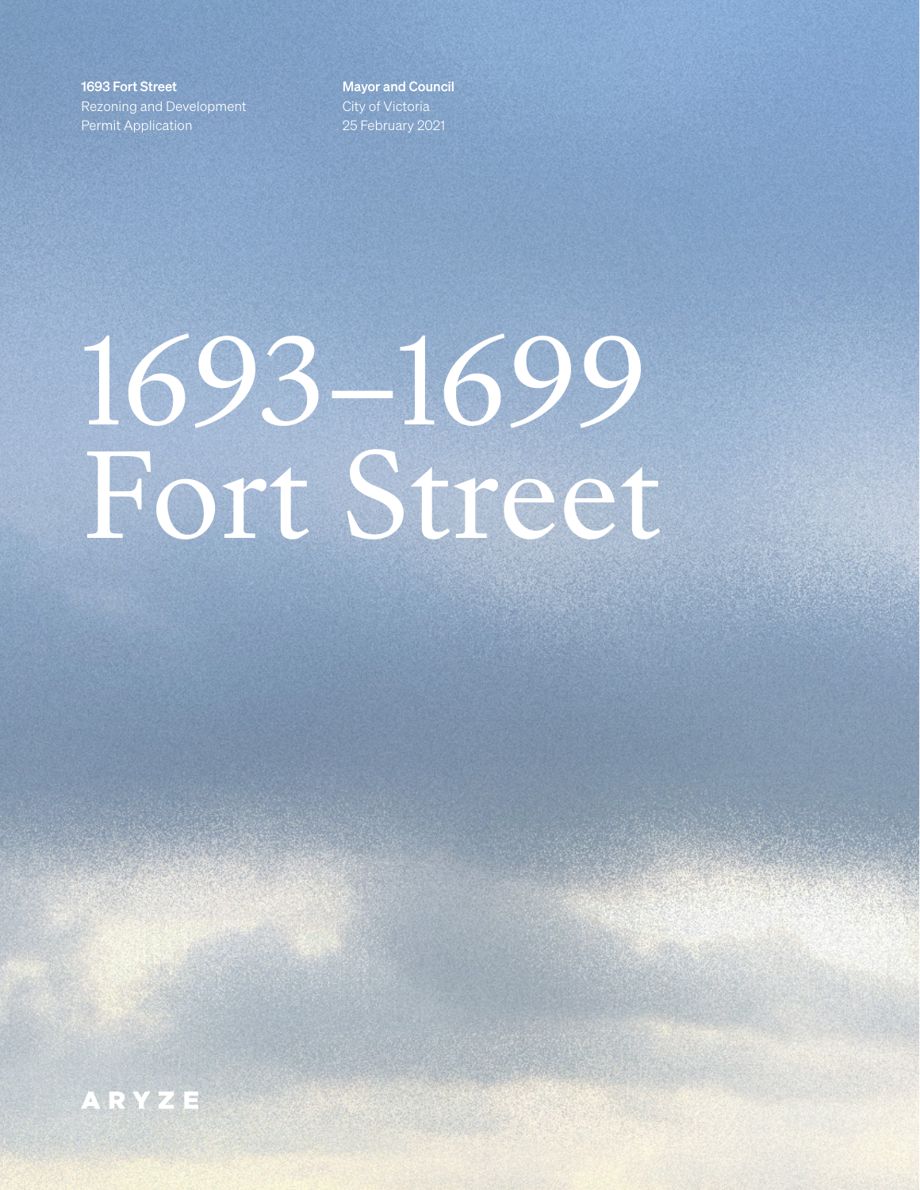**1693 Fort Street**
Rezoning and Development Permit Application

**Mayor and Council**
City of Victoria
25 February 2021

# 1693–1699 Fort Street

ARYZE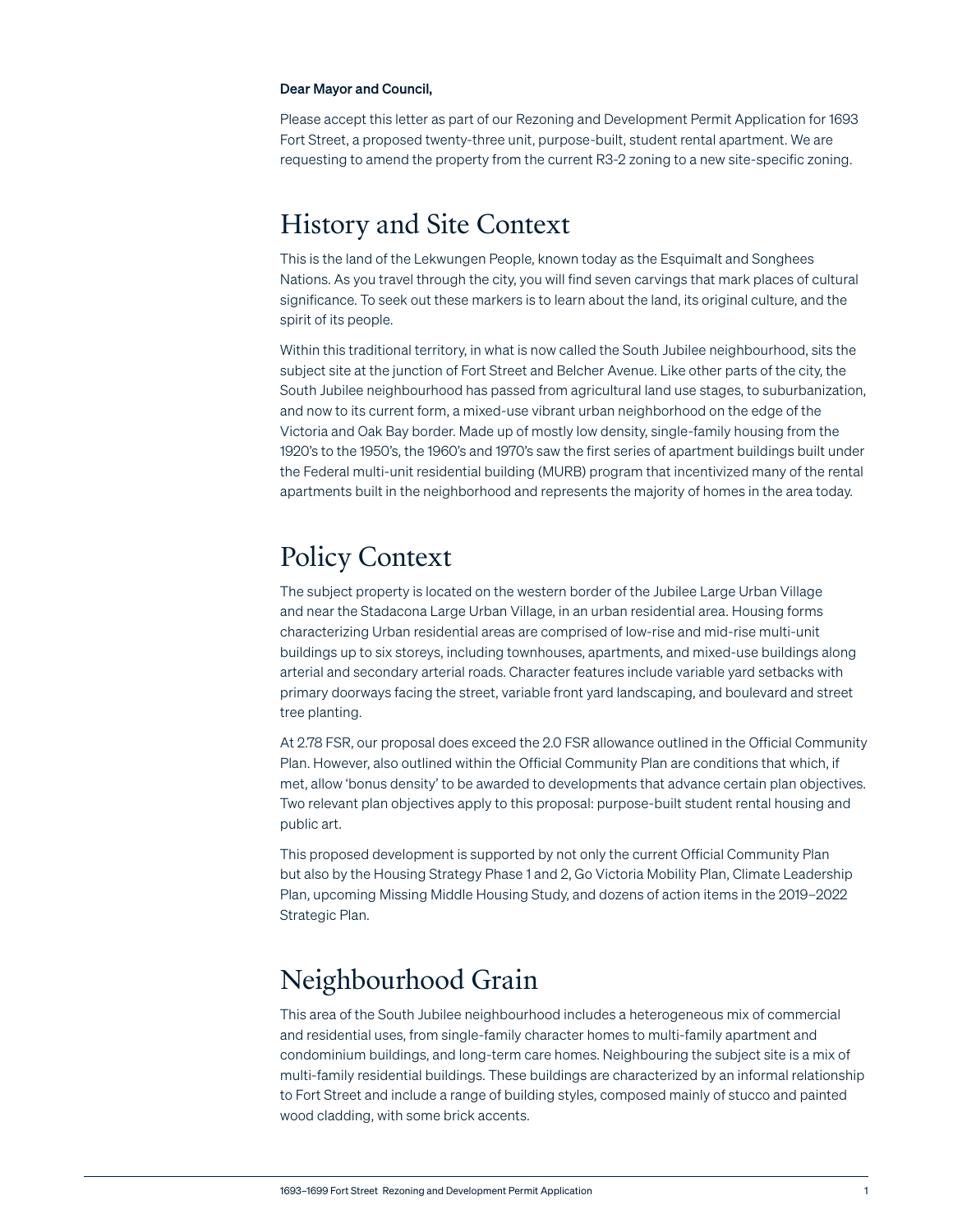**Dear Mayor and Council,**

Please accept this letter as part of our Rezoning and Development Permit Application for 1693 Fort Street, a proposed twenty-three unit, purpose-built, student rental apartment. We are requesting to amend the property from the current R3-2 zoning to a new site-specific zoning.

# History and Site Context

This is the land of the Lekwungen People, known today as the Esquimalt and Songhees Nations. As you travel through the city, you will find seven carvings that mark places of cultural significance. To seek out these markers is to learn about the land, its original culture, and the spirit of its people.

Within this traditional territory, in what is now called the South Jubilee neighbourhood, sits the subject site at the junction of Fort Street and Belcher Avenue. Like other parts of the city, the South Jubilee neighbourhood has passed from agricultural land use stages, to suburbanization, and now to its current form, a mixed-use vibrant urban neighborhood on the edge of the Victoria and Oak Bay border. Made up of mostly low density, single-family housing from the 1920's to the 1950's, the 1960's and 1970's saw the first series of apartment buildings built under the Federal multi-unit residential building (MURB) program that incentivized many of the rental apartments built in the neighborhood and represents the majority of homes in the area today.

# Policy Context

The subject property is located on the western border of the Jubilee Large Urban Village and near the Stadacona Large Urban Village, in an urban residential area. Housing forms characterizing Urban residential areas are comprised of low-rise and mid-rise multi-unit buildings up to six storeys, including townhouses, apartments, and mixed-use buildings along arterial and secondary arterial roads. Character features include variable yard setbacks with primary doorways facing the street, variable front yard landscaping, and boulevard and street tree planting.

At 2.78 FSR, our proposal does exceed the 2.0 FSR allowance outlined in the Official Community Plan. However, also outlined within the Official Community Plan are conditions that which, if met, allow 'bonus density' to be awarded to developments that advance certain plan objectives. Two relevant plan objectives apply to this proposal: purpose-built student rental housing and public art.

This proposed development is supported by not only the current Official Community Plan but also by the Housing Strategy Phase 1 and 2, Go Victoria Mobility Plan, Climate Leadership Plan, upcoming Missing Middle Housing Study, and dozens of action items in the 2019–2022 Strategic Plan.

# Neighbourhood Grain

This area of the South Jubilee neighbourhood includes a heterogeneous mix of commercial and residential uses, from single-family character homes to multi-family apartment and condominium buildings, and long-term care homes. Neighbouring the subject site is a mix of multi-family residential buildings. These buildings are characterized by an informal relationship to Fort Street and include a range of building styles, composed mainly of stucco and painted wood cladding, with some brick accents.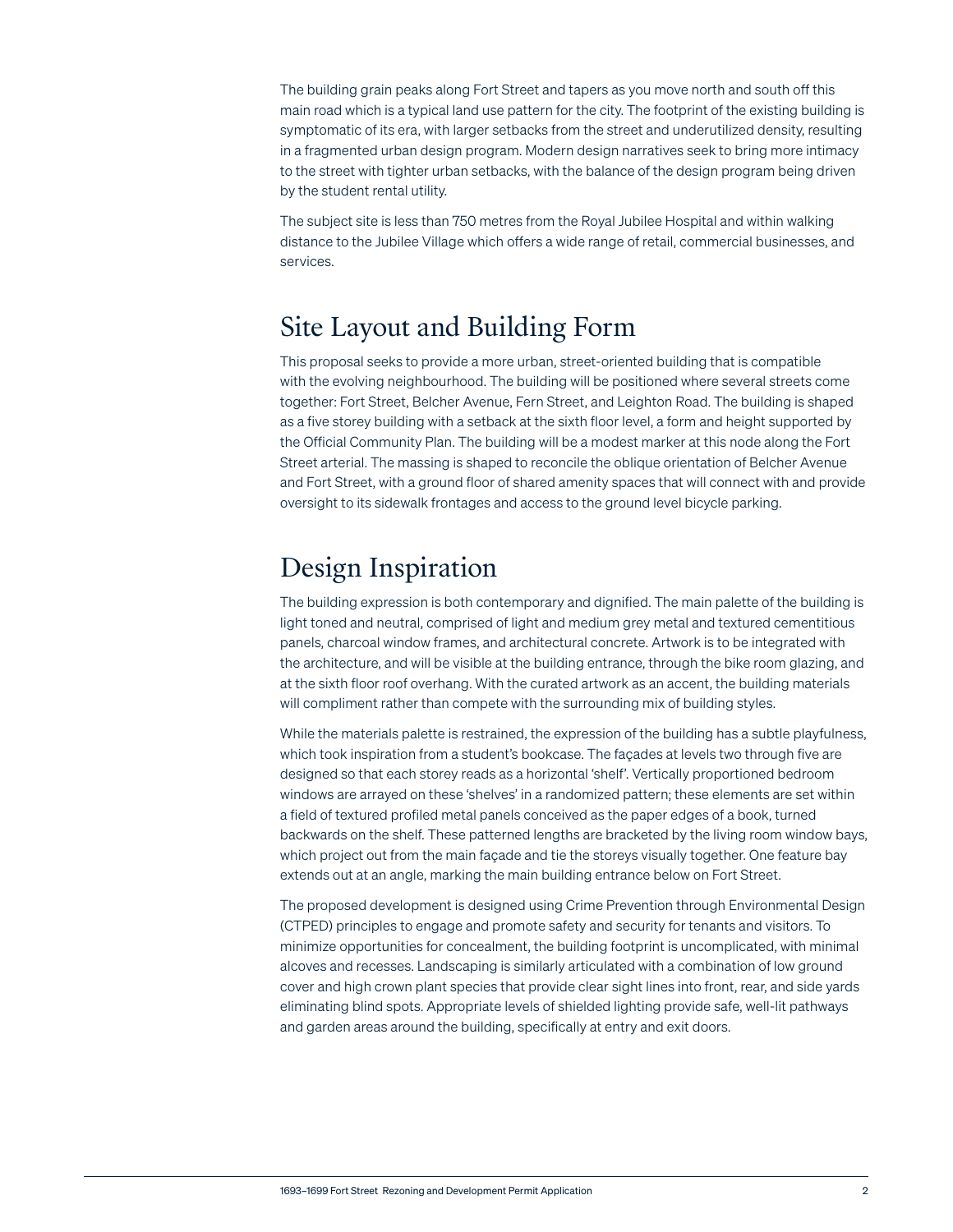The building grain peaks along Fort Street and tapers as you move north and south off this main road which is a typical land use pattern for the city. The footprint of the existing building is symptomatic of its era, with larger setbacks from the street and underutilized density, resulting in a fragmented urban design program. Modern design narratives seek to bring more intimacy to the street with tighter urban setbacks, with the balance of the design program being driven by the student rental utility.

The subject site is less than 750 metres from the Royal Jubilee Hospital and within walking distance to the Jubilee Village which offers a wide range of retail, commercial businesses, and services.

## Site Layout and Building Form

This proposal seeks to provide a more urban, street-oriented building that is compatible with the evolving neighbourhood. The building will be positioned where several streets come together: Fort Street, Belcher Avenue, Fern Street, and Leighton Road. The building is shaped as a five storey building with a setback at the sixth floor level, a form and height supported by the Official Community Plan. The building will be a modest marker at this node along the Fort Street arterial. The massing is shaped to reconcile the oblique orientation of Belcher Avenue and Fort Street, with a ground floor of shared amenity spaces that will connect with and provide oversight to its sidewalk frontages and access to the ground level bicycle parking.

## Design Inspiration

The building expression is both contemporary and dignified. The main palette of the building is light toned and neutral, comprised of light and medium grey metal and textured cementitious panels, charcoal window frames, and architectural concrete. Artwork is to be integrated with the architecture, and will be visible at the building entrance, through the bike room glazing, and at the sixth floor roof overhang. With the curated artwork as an accent, the building materials will compliment rather than compete with the surrounding mix of building styles.

While the materials palette is restrained, the expression of the building has a subtle playfulness, which took inspiration from a student's bookcase. The façades at levels two through five are designed so that each storey reads as a horizontal 'shelf'. Vertically proportioned bedroom windows are arrayed on these 'shelves' in a randomized pattern; these elements are set within a field of textured profiled metal panels conceived as the paper edges of a book, turned backwards on the shelf. These patterned lengths are bracketed by the living room window bays, which project out from the main façade and tie the storeys visually together. One feature bay extends out at an angle, marking the main building entrance below on Fort Street.

The proposed development is designed using Crime Prevention through Environmental Design (CTPED) principles to engage and promote safety and security for tenants and visitors. To minimize opportunities for concealment, the building footprint is uncomplicated, with minimal alcoves and recesses. Landscaping is similarly articulated with a combination of low ground cover and high crown plant species that provide clear sight lines into front, rear, and side yards eliminating blind spots. Appropriate levels of shielded lighting provide safe, well-lit pathways and garden areas around the building, specifically at entry and exit doors.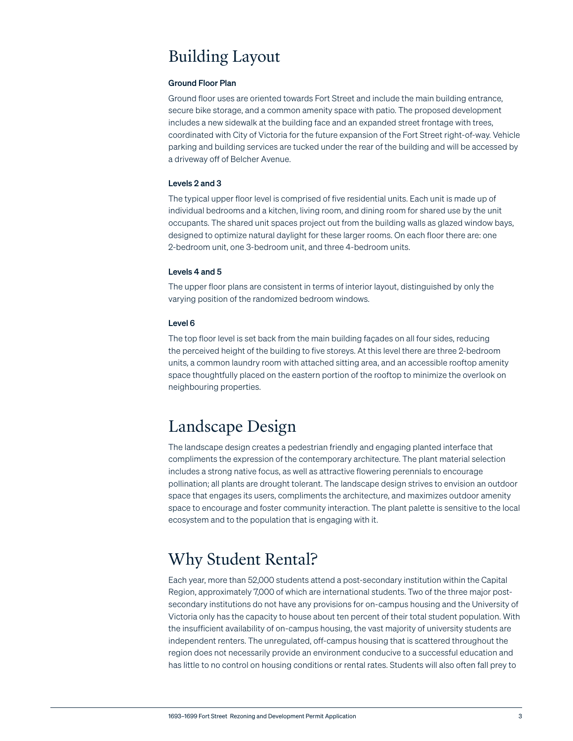# Building Layout

### Ground Floor Plan

Ground floor uses are oriented towards Fort Street and include the main building entrance, secure bike storage, and a common amenity space with patio. The proposed development includes a new sidewalk at the building face and an expanded street frontage with trees, coordinated with City of Victoria for the future expansion of the Fort Street right-of-way. Vehicle parking and building services are tucked under the rear of the building and will be accessed by a driveway off of Belcher Avenue.

### Levels 2 and 3

The typical upper floor level is comprised of five residential units. Each unit is made up of individual bedrooms and a kitchen, living room, and dining room for shared use by the unit occupants. The shared unit spaces project out from the building walls as glazed window bays, designed to optimize natural daylight for these larger rooms. On each floor there are: one 2-bedroom unit, one 3-bedroom unit, and three 4-bedroom units.

### Levels 4 and 5

The upper floor plans are consistent in terms of interior layout, distinguished by only the varying position of the randomized bedroom windows.

### Level 6

The top floor level is set back from the main building façades on all four sides, reducing the perceived height of the building to five storeys. At this level there are three 2-bedroom units, a common laundry room with attached sitting area, and an accessible rooftop amenity space thoughtfully placed on the eastern portion of the rooftop to minimize the overlook on neighbouring properties.

# Landscape Design

The landscape design creates a pedestrian friendly and engaging planted interface that compliments the expression of the contemporary architecture. The plant material selection includes a strong native focus, as well as attractive flowering perennials to encourage pollination; all plants are drought tolerant. The landscape design strives to envision an outdoor space that engages its users, compliments the architecture, and maximizes outdoor amenity space to encourage and foster community interaction. The plant palette is sensitive to the local ecosystem and to the population that is engaging with it.

# Why Student Rental?

Each year, more than 52,000 students attend a post-secondary institution within the Capital Region, approximately 7,000 of which are international students. Two of the three major post-secondary institutions do not have any provisions for on-campus housing and the University of Victoria only has the capacity to house about ten percent of their total student population. With the insufficient availability of on-campus housing, the vast majority of university students are independent renters. The unregulated, off-campus housing that is scattered throughout the region does not necessarily provide an environment conducive to a successful education and has little to no control on housing conditions or rental rates. Students will also often fall prey to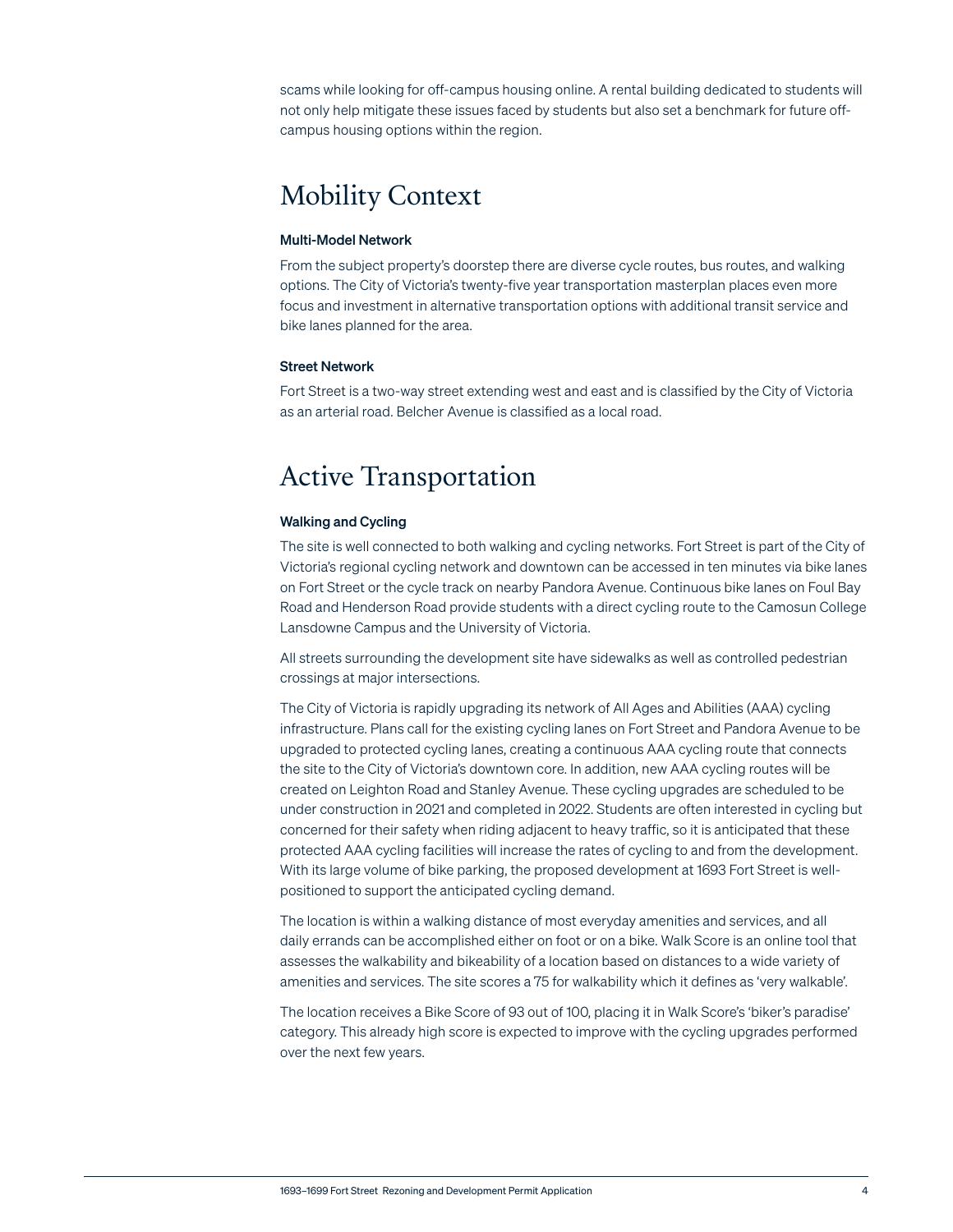scams while looking for off-campus housing online. A rental building dedicated to students will not only help mitigate these issues faced by students but also set a benchmark for future off-campus housing options within the region.

# Mobility Context

### Multi-Model Network

From the subject property's doorstep there are diverse cycle routes, bus routes, and walking options. The City of Victoria's twenty-five year transportation masterplan places even more focus and investment in alternative transportation options with additional transit service and bike lanes planned for the area.

### Street Network

Fort Street is a two-way street extending west and east and is classified by the City of Victoria as an arterial road. Belcher Avenue is classified as a local road.

# Active Transportation

### Walking and Cycling

The site is well connected to both walking and cycling networks. Fort Street is part of the City of Victoria's regional cycling network and downtown can be accessed in ten minutes via bike lanes on Fort Street or the cycle track on nearby Pandora Avenue. Continuous bike lanes on Foul Bay Road and Henderson Road provide students with a direct cycling route to the Camosun College Lansdowne Campus and the University of Victoria.

All streets surrounding the development site have sidewalks as well as controlled pedestrian crossings at major intersections.

The City of Victoria is rapidly upgrading its network of All Ages and Abilities (AAA) cycling infrastructure. Plans call for the existing cycling lanes on Fort Street and Pandora Avenue to be upgraded to protected cycling lanes, creating a continuous AAA cycling route that connects the site to the City of Victoria's downtown core. In addition, new AAA cycling routes will be created on Leighton Road and Stanley Avenue. These cycling upgrades are scheduled to be under construction in 2021 and completed in 2022. Students are often interested in cycling but concerned for their safety when riding adjacent to heavy traffic, so it is anticipated that these protected AAA cycling facilities will increase the rates of cycling to and from the development. With its large volume of bike parking, the proposed development at 1693 Fort Street is well-positioned to support the anticipated cycling demand.

The location is within a walking distance of most everyday amenities and services, and all daily errands can be accomplished either on foot or on a bike. Walk Score is an online tool that assesses the walkability and bikeability of a location based on distances to a wide variety of amenities and services. The site scores a 75 for walkability which it defines as 'very walkable'.

The location receives a Bike Score of 93 out of 100, placing it in Walk Score's 'biker's paradise' category. This already high score is expected to improve with the cycling upgrades performed over the next few years.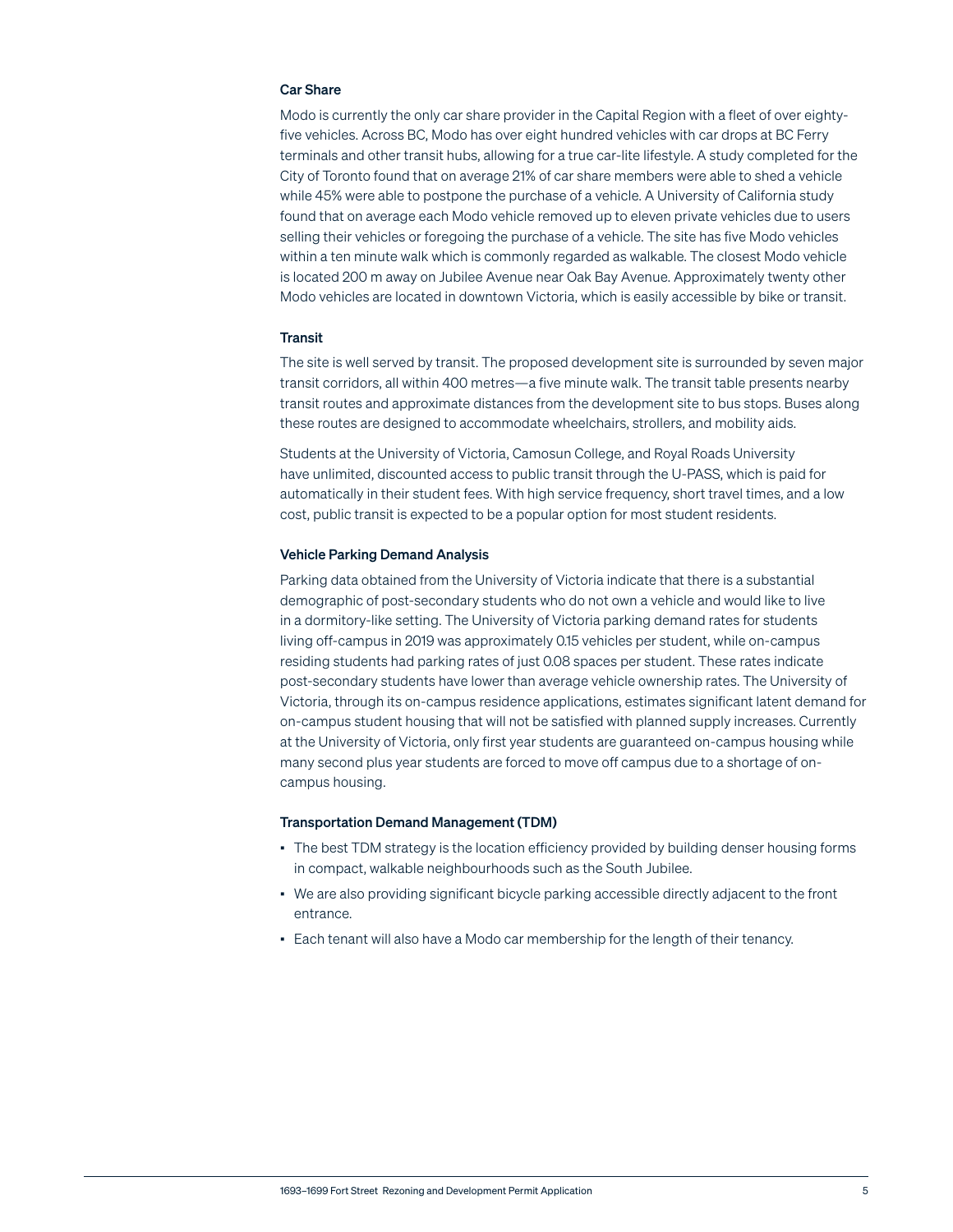### Car Share

Modo is currently the only car share provider in the Capital Region with a fleet of over eighty-five vehicles. Across BC, Modo has over eight hundred vehicles with car drops at BC Ferry terminals and other transit hubs, allowing for a true car-lite lifestyle. A study completed for the City of Toronto found that on average 21% of car share members were able to shed a vehicle while 45% were able to postpone the purchase of a vehicle. A University of California study found that on average each Modo vehicle removed up to eleven private vehicles due to users selling their vehicles or foregoing the purchase of a vehicle. The site has five Modo vehicles within a ten minute walk which is commonly regarded as walkable. The closest Modo vehicle is located 200 m away on Jubilee Avenue near Oak Bay Avenue. Approximately twenty other Modo vehicles are located in downtown Victoria, which is easily accessible by bike or transit.

### Transit

The site is well served by transit. The proposed development site is surrounded by seven major transit corridors, all within 400 metres—a five minute walk. The transit table presents nearby transit routes and approximate distances from the development site to bus stops. Buses along these routes are designed to accommodate wheelchairs, strollers, and mobility aids.

Students at the University of Victoria, Camosun College, and Royal Roads University have unlimited, discounted access to public transit through the U-PASS, which is paid for automatically in their student fees. With high service frequency, short travel times, and a low cost, public transit is expected to be a popular option for most student residents.

### Vehicle Parking Demand Analysis

Parking data obtained from the University of Victoria indicate that there is a substantial demographic of post-secondary students who do not own a vehicle and would like to live in a dormitory-like setting. The University of Victoria parking demand rates for students living off-campus in 2019 was approximately 0.15 vehicles per student, while on-campus residing students had parking rates of just 0.08 spaces per student. These rates indicate post-secondary students have lower than average vehicle ownership rates. The University of Victoria, through its on-campus residence applications, estimates significant latent demand for on-campus student housing that will not be satisfied with planned supply increases. Currently at the University of Victoria, only first year students are guaranteed on-campus housing while many second plus year students are forced to move off campus due to a shortage of on-campus housing.

### Transportation Demand Management (TDM)

- The best TDM strategy is the location efficiency provided by building denser housing forms in compact, walkable neighbourhoods such as the South Jubilee.
- We are also providing significant bicycle parking accessible directly adjacent to the front entrance.
- Each tenant will also have a Modo car membership for the length of their tenancy.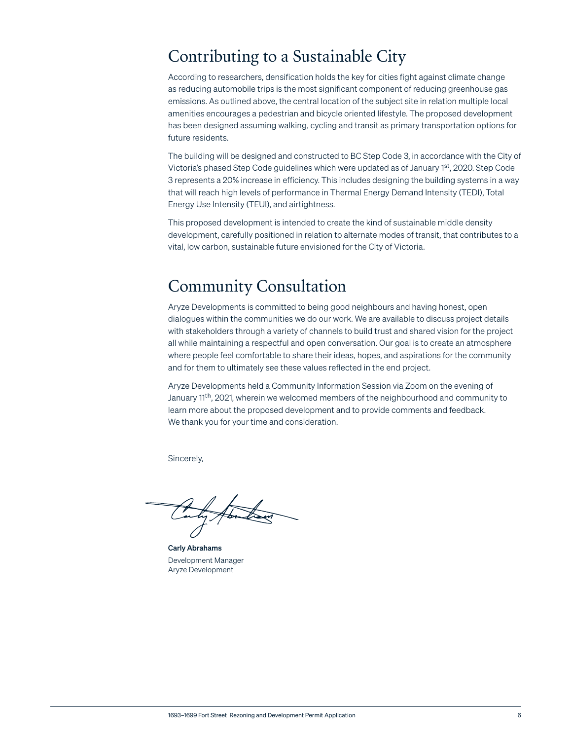## Contributing to a Sustainable City

According to researchers, densification holds the key for cities fight against climate change as reducing automobile trips is the most significant component of reducing greenhouse gas emissions. As outlined above, the central location of the subject site in relation multiple local amenities encourages a pedestrian and bicycle oriented lifestyle. The proposed development has been designed assuming walking, cycling and transit as primary transportation options for future residents.

The building will be designed and constructed to BC Step Code 3, in accordance with the City of Victoria's phased Step Code guidelines which were updated as of January 1st, 2020. Step Code 3 represents a 20% increase in efficiency. This includes designing the building systems in a way that will reach high levels of performance in Thermal Energy Demand Intensity (TEDI), Total Energy Use Intensity (TEUI), and airtightness.

This proposed development is intended to create the kind of sustainable middle density development, carefully positioned in relation to alternate modes of transit, that contributes to a vital, low carbon, sustainable future envisioned for the City of Victoria.

## Community Consultation

Aryze Developments is committed to being good neighbours and having honest, open dialogues within the communities we do our work. We are available to discuss project details with stakeholders through a variety of channels to build trust and shared vision for the project all while maintaining a respectful and open conversation. Our goal is to create an atmosphere where people feel comfortable to share their ideas, hopes, and aspirations for the community and for them to ultimately see these values reflected in the end project.

Aryze Developments held a Community Information Session via Zoom on the evening of January 11th, 2021, wherein we welcomed members of the neighbourhood and community to learn more about the proposed development and to provide comments and feedback.
We thank you for your time and consideration.

Sincerely,

**Carly Abrahams**
Development Manager
Aryze Development